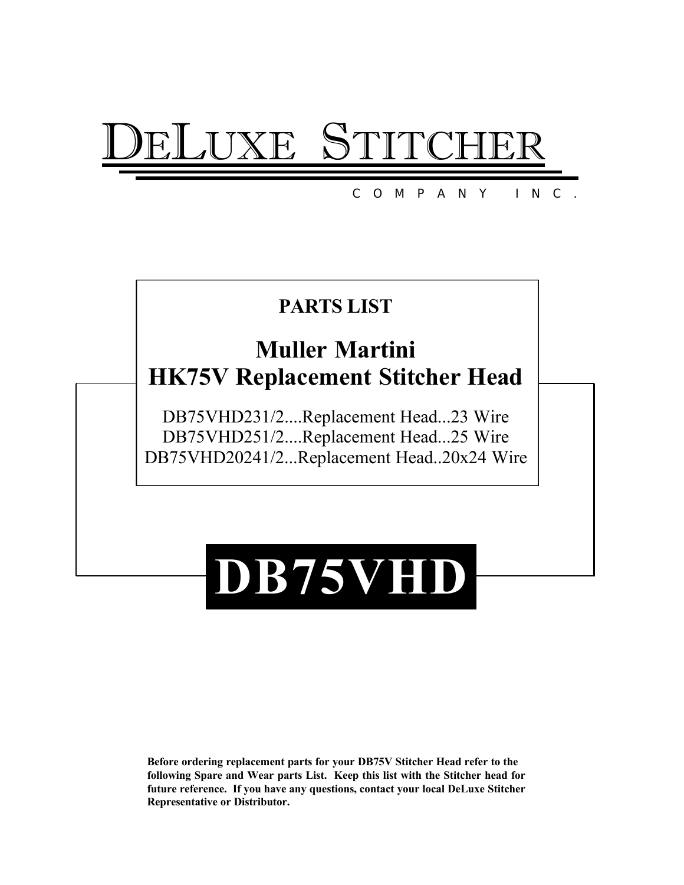# DELUXE STITCHER

COMPANY INC.

## PARTS LIST

## Muller Martini
## HK75V Replacement Stitcher Head

DB75VHD231/2....Replacement Head...23 Wire
DB75VHD251/2....Replacement Head...25 Wire
DB75VHD20241/2...Replacement Head..20x24 Wire

# DB75VHD

**Before ordering replacement parts for your DB75V Stitcher Head refer to the following Spare and Wear parts List. Keep this list with the Stitcher head for future reference. If you have any questions, contact your local DeLuxe Stitcher Representative or Distributor.**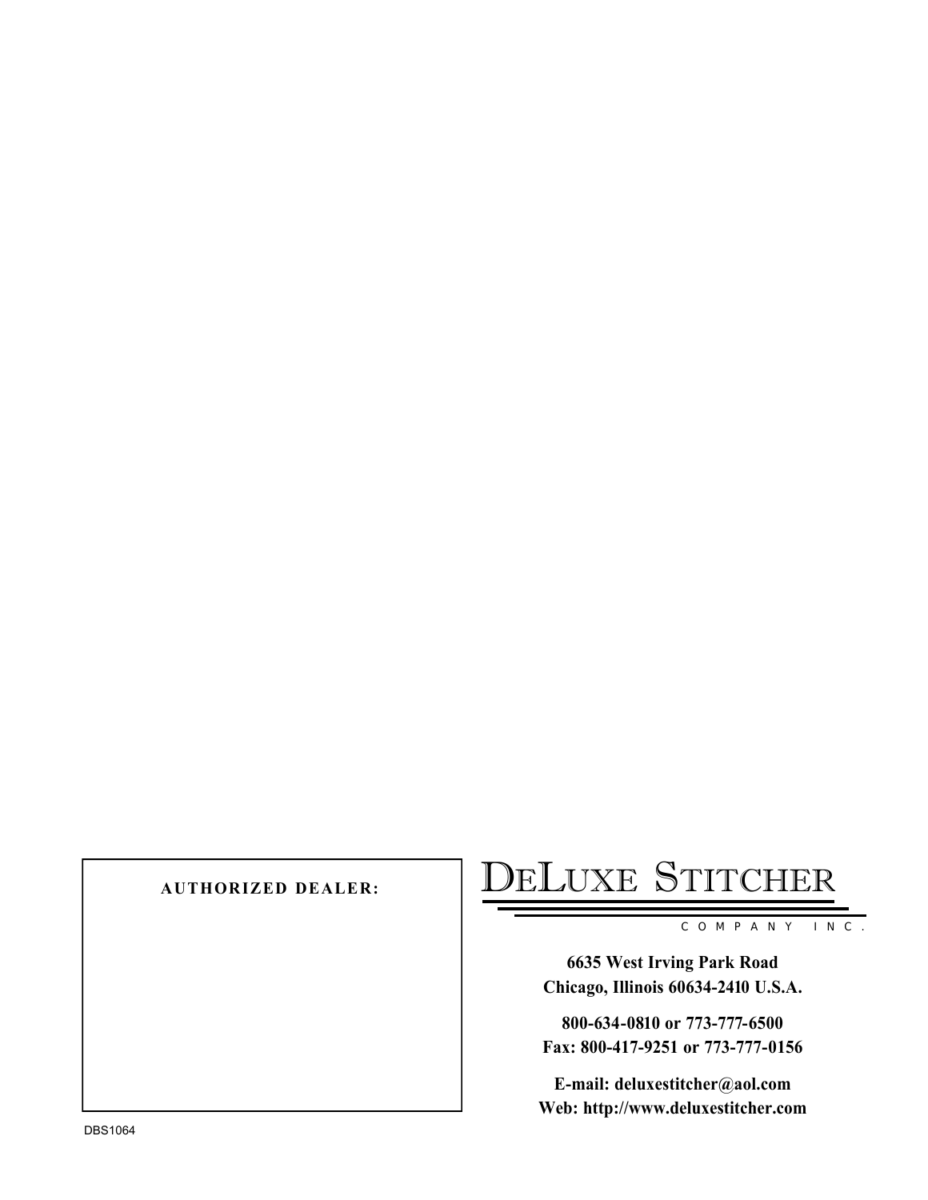**AUTHORIZED DEALER:**

# DELUXE STITCHER

COMPANY INC.

**6635 West Irving Park Road**
**Chicago, Illinois 60634-2410 U.S.A.**

**800-634-0810 or 773-777-6500**
**Fax: 800-417-9251 or 773-777-0156**

**E-mail: deluxestitcher@aol.com**
**Web: http://www.deluxestitcher.com**

DBS1064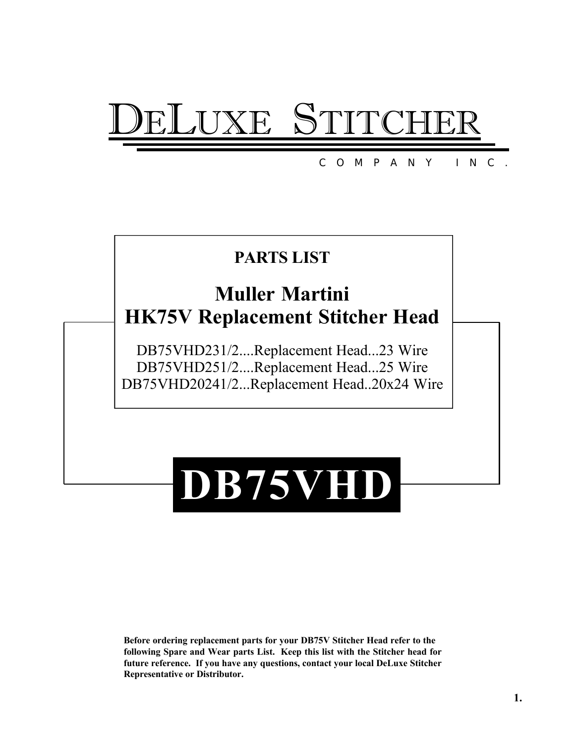# DELUXE STITCHER

COMPANY INC.

## PARTS LIST

## Muller Martini
## HK75V Replacement Stitcher Head

DB75VHD231/2....Replacement Head...23 Wire
DB75VHD251/2....Replacement Head...25 Wire
DB75VHD20241/2...Replacement Head..20x24 Wire

# DB75VHD

**Before ordering replacement parts for your DB75V Stitcher Head refer to the following Spare and Wear parts List. Keep this list with the Stitcher head for future reference. If you have any questions, contact your local DeLuxe Stitcher Representative or Distributor.**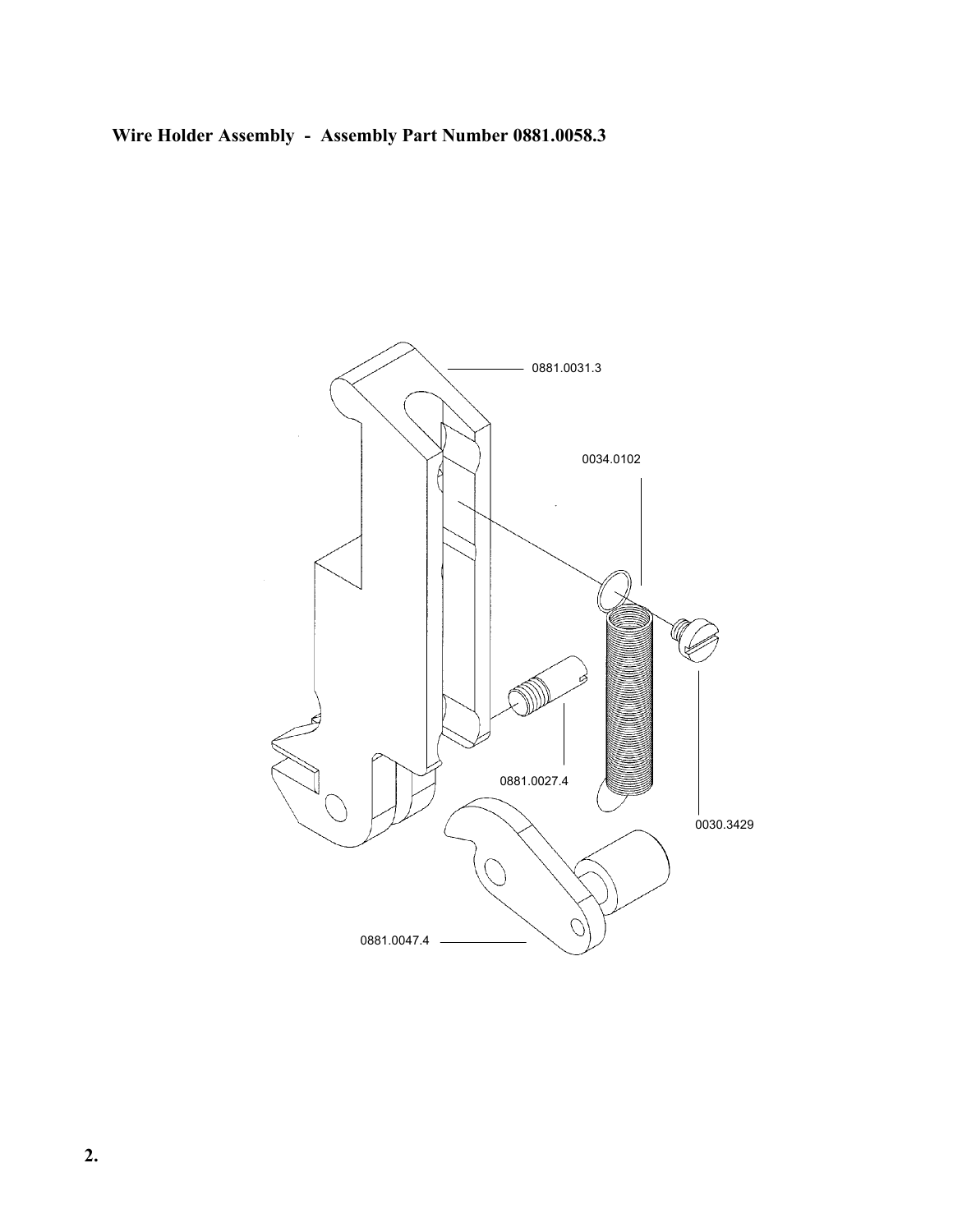**Wire Holder Assembly - Assembly Part Number 0881.0058.3**

0881.0031.3

0034.0102

0881.0027.4

0030.3429

0881.0047.4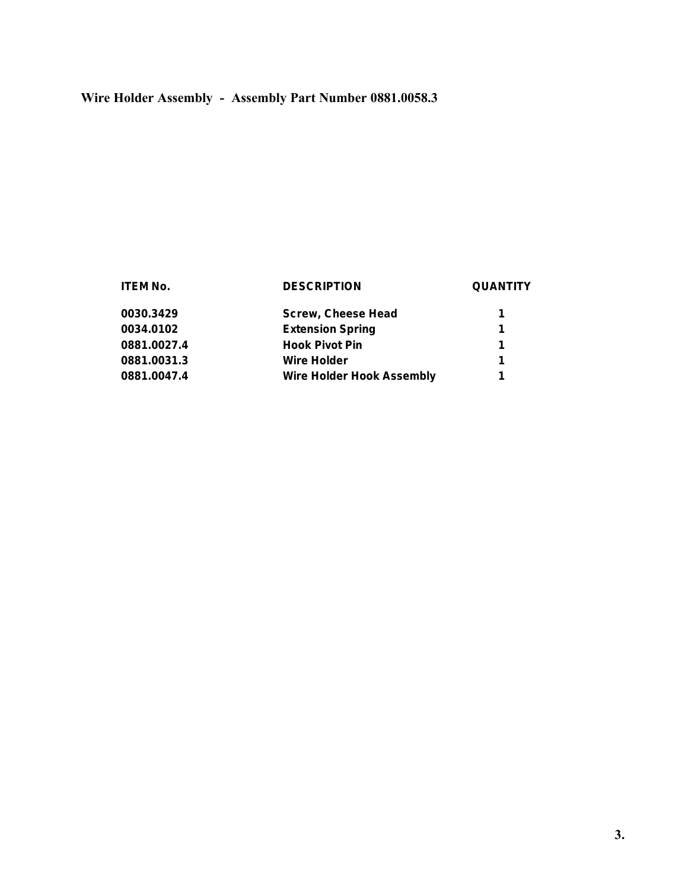## Wire Holder Assembly - Assembly Part Number 0881.0058.3

| ITEM No. | DESCRIPTION | QUANTITY |
|---|---|---|
| 0030.3429 | Screw, Cheese Head | 1 |
| 0034.0102 | Extension Spring | 1 |
| 0881.0027.4 | Hook Pivot Pin | 1 |
| 0881.0031.3 | Wire Holder | 1 |
| 0881.0047.4 | Wire Holder Hook Assembly | 1 |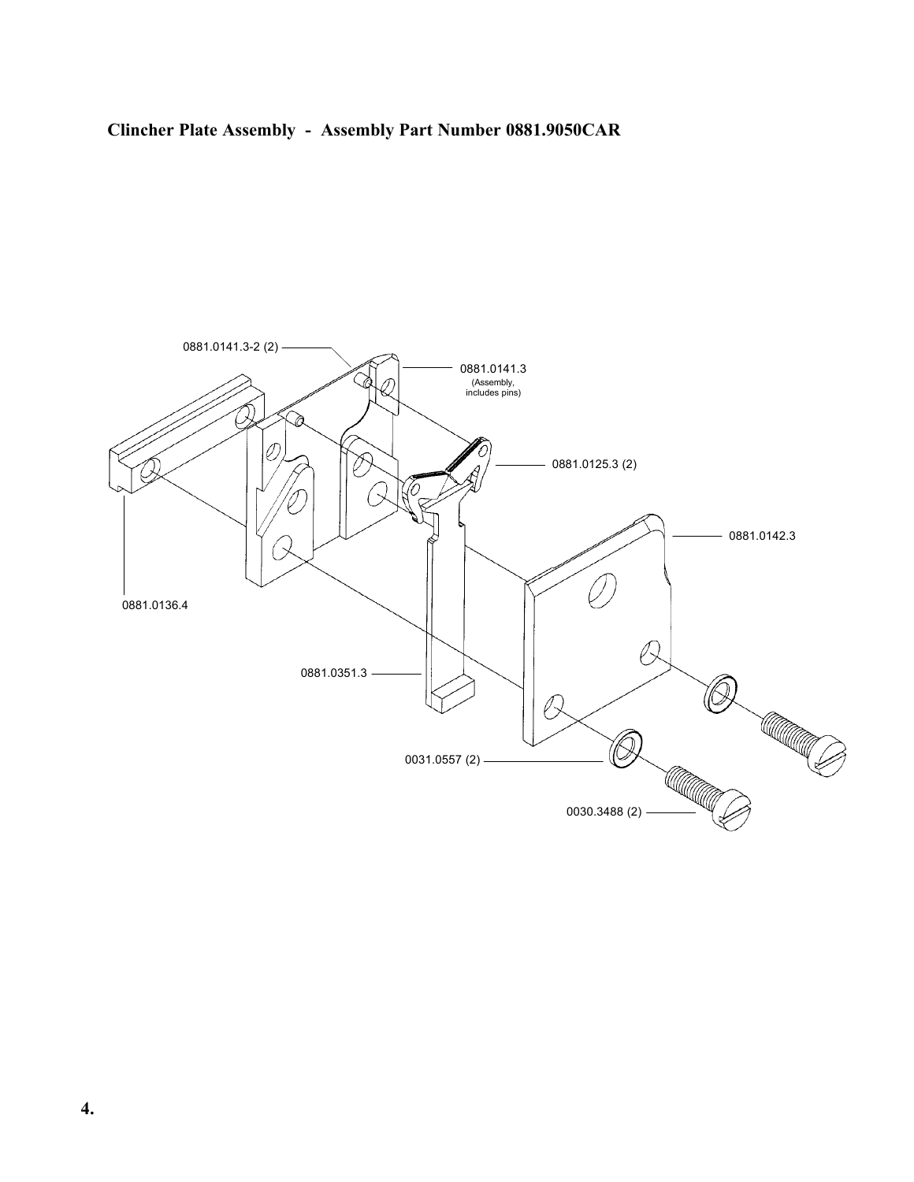**Clincher Plate Assembly - Assembly Part Number 0881.9050CAR**

0881.0141.3-2 (2)

0881.0141.3
(Assembly, includes pins)

0881.0125.3 (2)

0881.0142.3

0881.0136.4

0881.0351.3

0031.0557 (2)

0030.3488 (2)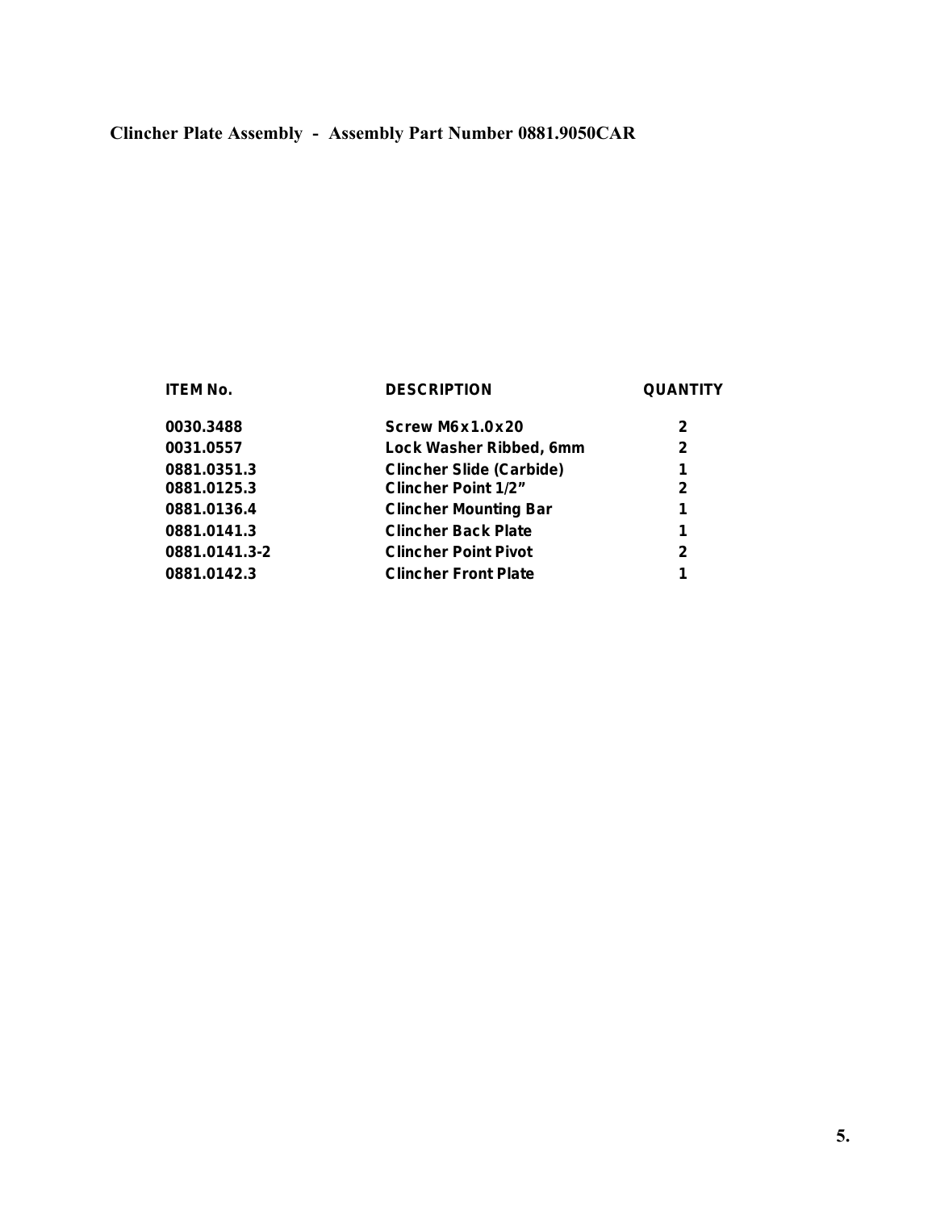## Clincher Plate Assembly - Assembly Part Number 0881.9050CAR

| ITEM No. | DESCRIPTION | QUANTITY |
|---|---|---|
| 0030.3488 | Screw M6x1.0x20 | 2 |
| 0031.0557 | Lock Washer Ribbed, 6mm | 2 |
| 0881.0351.3 | Clincher Slide (Carbide) | 1 |
| 0881.0125.3 | Clincher Point 1/2" | 2 |
| 0881.0136.4 | Clincher Mounting Bar | 1 |
| 0881.0141.3 | Clincher Back Plate | 1 |
| 0881.0141.3-2 | Clincher Point Pivot | 2 |
| 0881.0142.3 | Clincher Front Plate | 1 |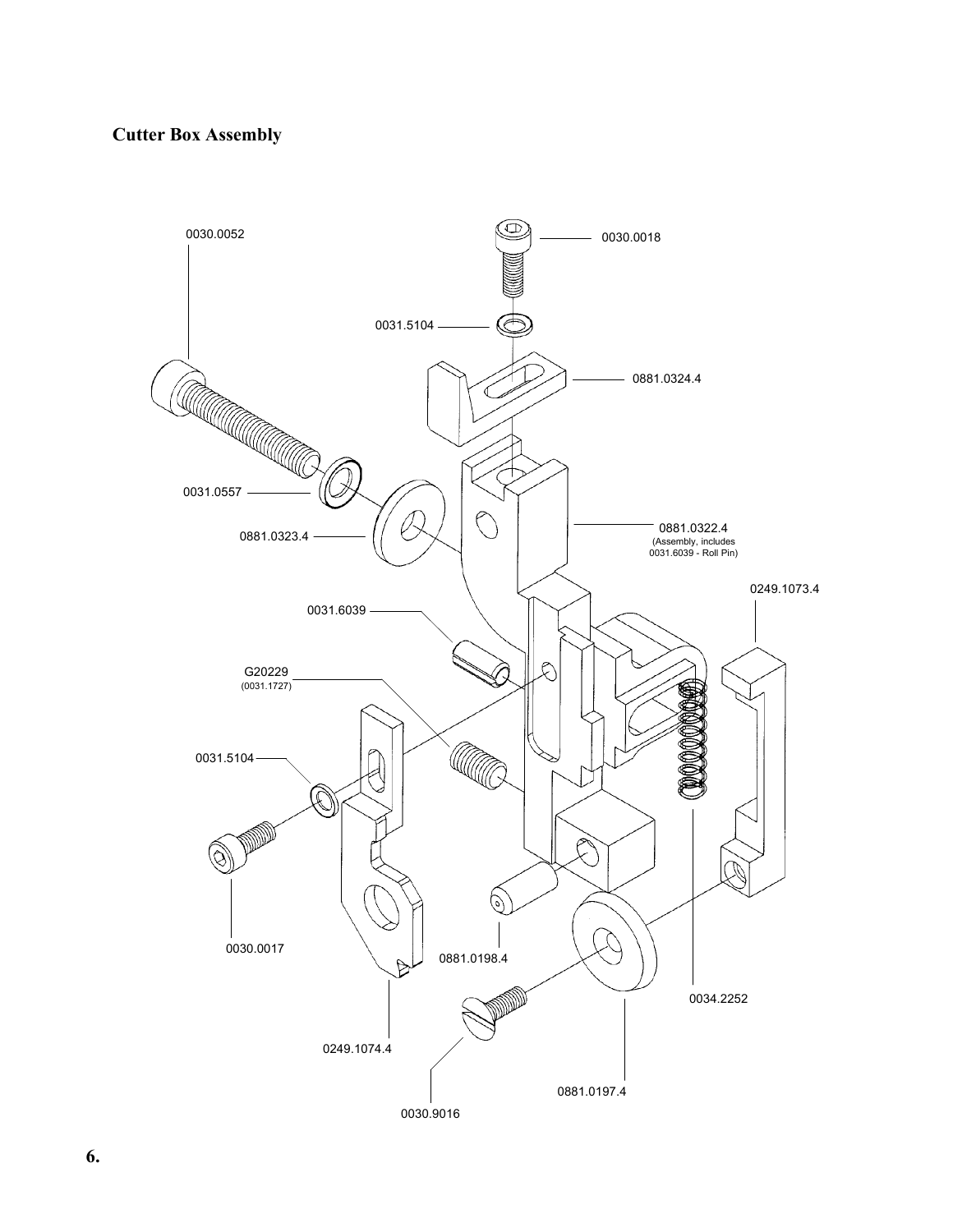# Cutter Box Assembly

0030.0052

0030.0018

0031.5104

0881.0324.4

0031.0557

0881.0323.4

0881.0322.4
(Assembly, includes
0031.6039 - Roll Pin)

0249.1073.4

0031.6039

G20229
(0031.1727)

0031.5104

0030.0017

0881.0198.4

0034.2252

0249.1074.4

0881.0197.4

0030.9016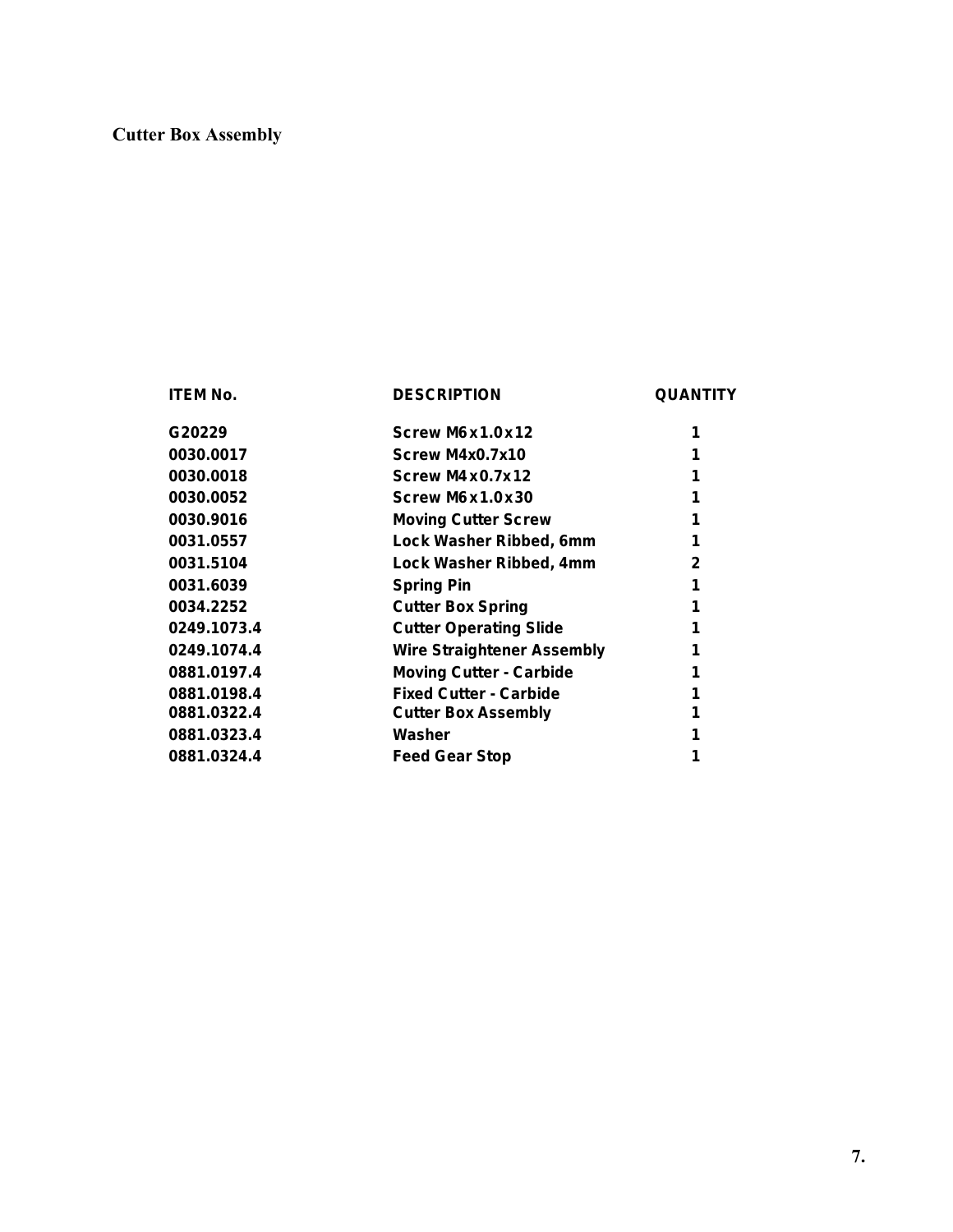# Cutter Box Assembly

| ITEM No. | DESCRIPTION | QUANTITY |
|---|---|---|
| G20229 | Screw M6x1.0x12 | 1 |
| 0030.0017 | Screw M4x0.7x10 | 1 |
| 0030.0018 | Screw M4x0.7x12 | 1 |
| 0030.0052 | Screw M6x1.0x30 | 1 |
| 0030.9016 | Moving Cutter Screw | 1 |
| 0031.0557 | Lock Washer Ribbed, 6mm | 1 |
| 0031.5104 | Lock Washer Ribbed, 4mm | 2 |
| 0031.6039 | Spring Pin | 1 |
| 0034.2252 | Cutter Box Spring | 1 |
| 0249.1073.4 | Cutter Operating Slide | 1 |
| 0249.1074.4 | Wire Straightener Assembly | 1 |
| 0881.0197.4 | Moving Cutter - Carbide | 1 |
| 0881.0198.4 | Fixed Cutter - Carbide | 1 |
| 0881.0322.4 | Cutter Box Assembly | 1 |
| 0881.0323.4 | Washer | 1 |
| 0881.0324.4 | Feed Gear Stop | 1 |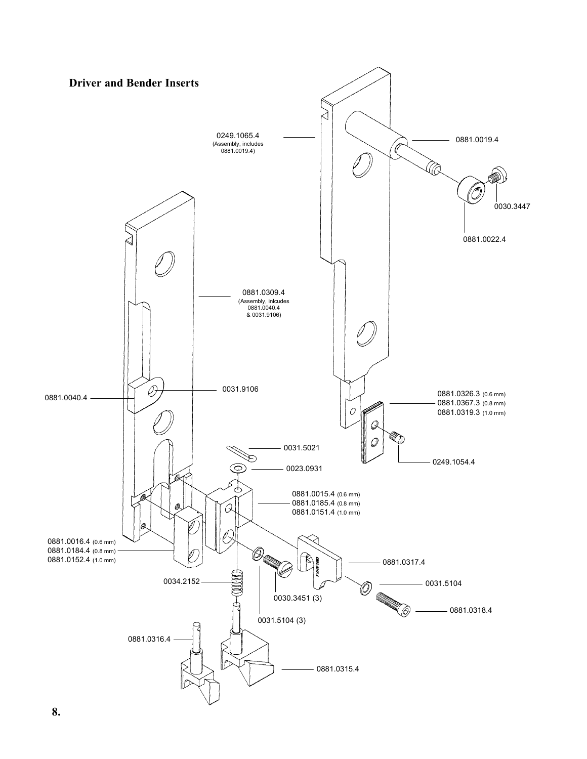## Driver and Bender Inserts

0249.1065.4
(Assembly, includes
0881.0019.4)

0881.0019.4

0030.3447

0881.0022.4

0881.0309.4
(Assembly, inlcudes
0881.0040.4
& 0031.9106)

0881.0040.4

0031.9106

0881.0326.3 (0.6 mm)
0881.0367.3 (0.8 mm)
0881.0319.3 (1.0 mm)

0031.5021

0249.1054.4

0023.0931

0881.0015.4 (0.6 mm)
0881.0185.4 (0.8 mm)
0881.0151.4 (1.0 mm)

0881.0016.4 (0.6 mm)
0881.0184.4 (0.8 mm)
0881.0152.4 (1.0 mm)

0881.0317.4

0034.2152

0031.5104

0030.3451 (3)

0881.0318.4

0031.5104 (3)

0881.0316.4

0881.0315.4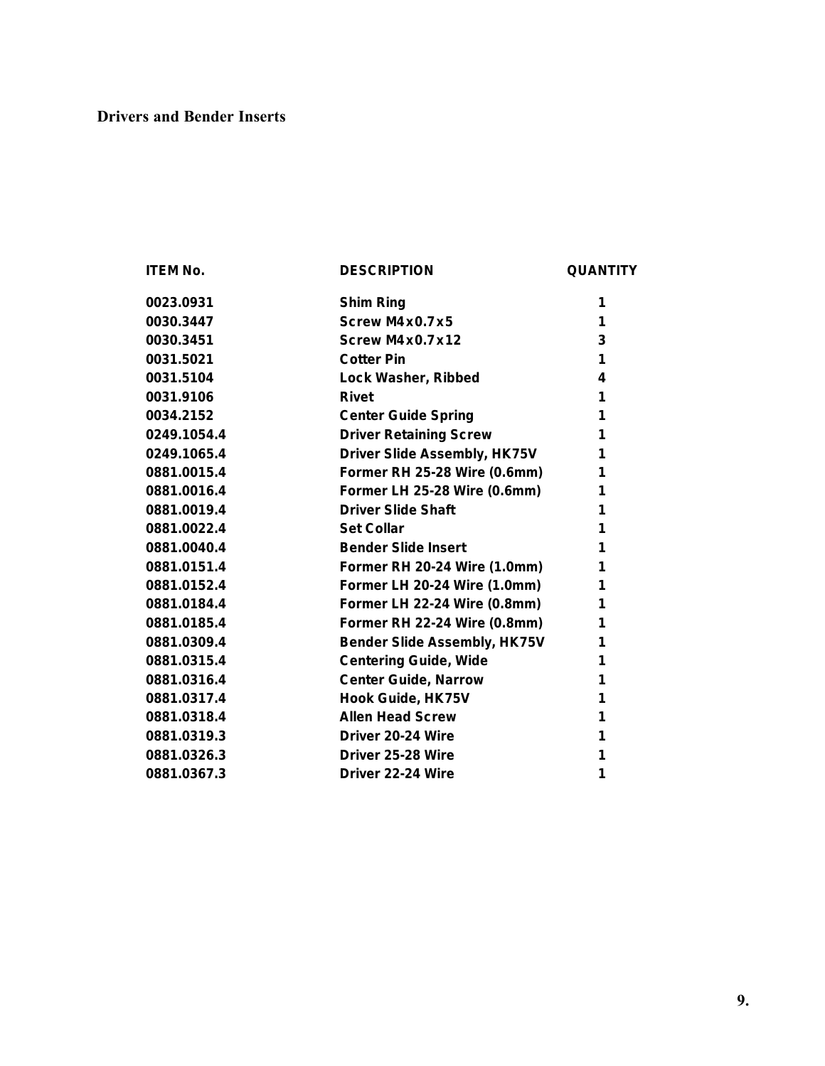## Drivers and Bender Inserts

| ITEM No. | DESCRIPTION | QUANTITY |
|---|---|---|
| 0023.0931 | Shim Ring | 1 |
| 0030.3447 | Screw M4x0.7x5 | 1 |
| 0030.3451 | Screw M4x0.7x12 | 3 |
| 0031.5021 | Cotter Pin | 1 |
| 0031.5104 | Lock Washer, Ribbed | 4 |
| 0031.9106 | Rivet | 1 |
| 0034.2152 | Center Guide Spring | 1 |
| 0249.1054.4 | Driver Retaining Screw | 1 |
| 0249.1065.4 | Driver Slide Assembly, HK75V | 1 |
| 0881.0015.4 | Former RH 25-28 Wire (0.6mm) | 1 |
| 0881.0016.4 | Former LH 25-28 Wire (0.6mm) | 1 |
| 0881.0019.4 | Driver Slide Shaft | 1 |
| 0881.0022.4 | Set Collar | 1 |
| 0881.0040.4 | Bender Slide Insert | 1 |
| 0881.0151.4 | Former RH 20-24 Wire (1.0mm) | 1 |
| 0881.0152.4 | Former LH 20-24 Wire (1.0mm) | 1 |
| 0881.0184.4 | Former LH 22-24 Wire (0.8mm) | 1 |
| 0881.0185.4 | Former RH 22-24 Wire (0.8mm) | 1 |
| 0881.0309.4 | Bender Slide Assembly, HK75V | 1 |
| 0881.0315.4 | Centering Guide, Wide | 1 |
| 0881.0316.4 | Center Guide, Narrow | 1 |
| 0881.0317.4 | Hook Guide, HK75V | 1 |
| 0881.0318.4 | Allen Head Screw | 1 |
| 0881.0319.3 | Driver 20-24 Wire | 1 |
| 0881.0326.3 | Driver 25-28 Wire | 1 |
| 0881.0367.3 | Driver 22-24 Wire | 1 |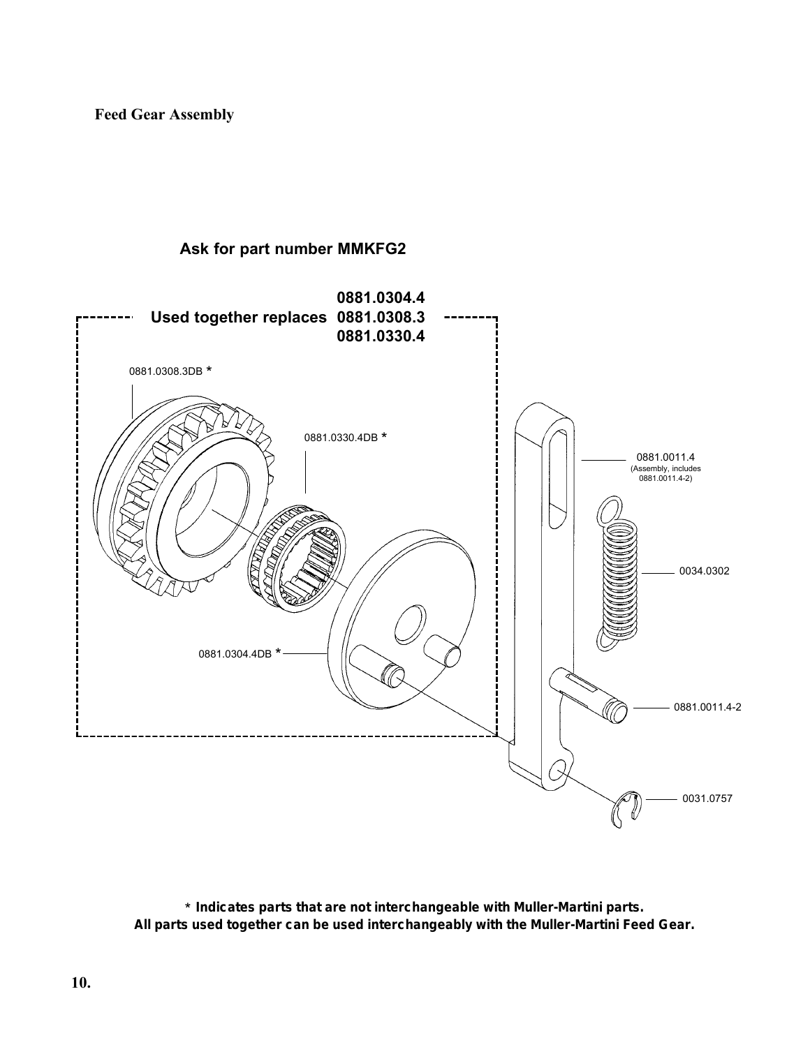**Feed Gear Assembly**

**Ask for part number MMKFG2**

**Used together replaces 0881.0304.4 0881.0308.3 0881.0330.4**

0881.0308.3DB *

0881.0330.4DB *

0881.0304.4DB *

0881.0011.4 (Assembly, includes 0881.0011.4-2)

0034.0302

0881.0011.4-2

0031.0757

**\* Indicates parts that are not interchangeable with Muller-Martini parts.**
**All parts used together can be used interchangeably with the Muller-Martini Feed Gear.**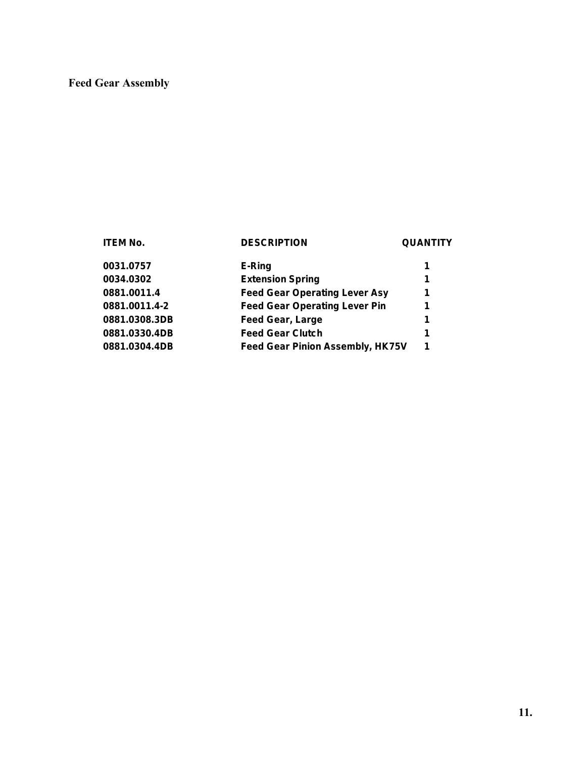# Feed Gear Assembly

| ITEM No. | DESCRIPTION | QUANTITY |
| --- | --- | --- |
| 0031.0757 | E-Ring | 1 |
| 0034.0302 | Extension Spring | 1 |
| 0881.0011.4 | Feed Gear Operating Lever Asy | 1 |
| 0881.0011.4-2 | Feed Gear Operating Lever Pin | 1 |
| 0881.0308.3DB | Feed Gear, Large | 1 |
| 0881.0330.4DB | Feed Gear Clutch | 1 |
| 0881.0304.4DB | Feed Gear Pinion Assembly, HK75V | 1 |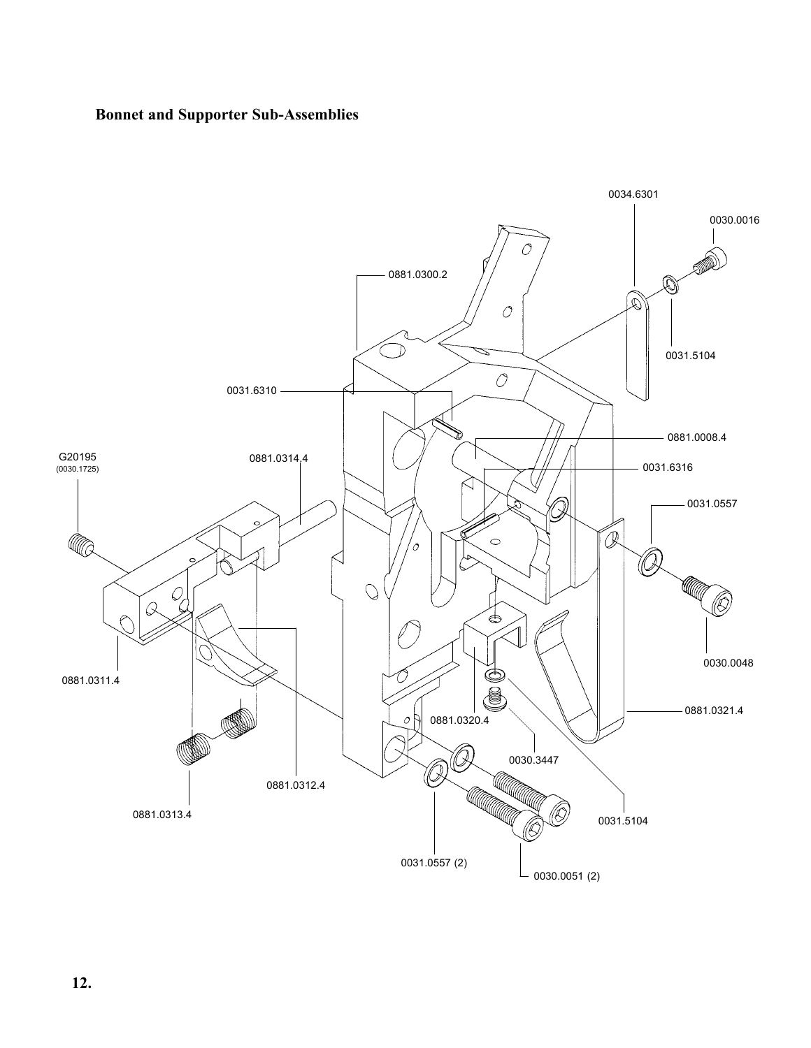## Bonnet and Supporter Sub-Assemblies

0034.6301

0030.0016

0881.0300.2

0031.5104

0031.6310

0881.0008.4

G20195
(0030.1725)

0881.0314.4

0031.6316

0031.0557

0030.0048

0881.0311.4

0881.0320.4

0881.0321.4

0030.3447

0881.0312.4

0881.0313.4

0031.5104

0031.0557 (2)

0030.0051 (2)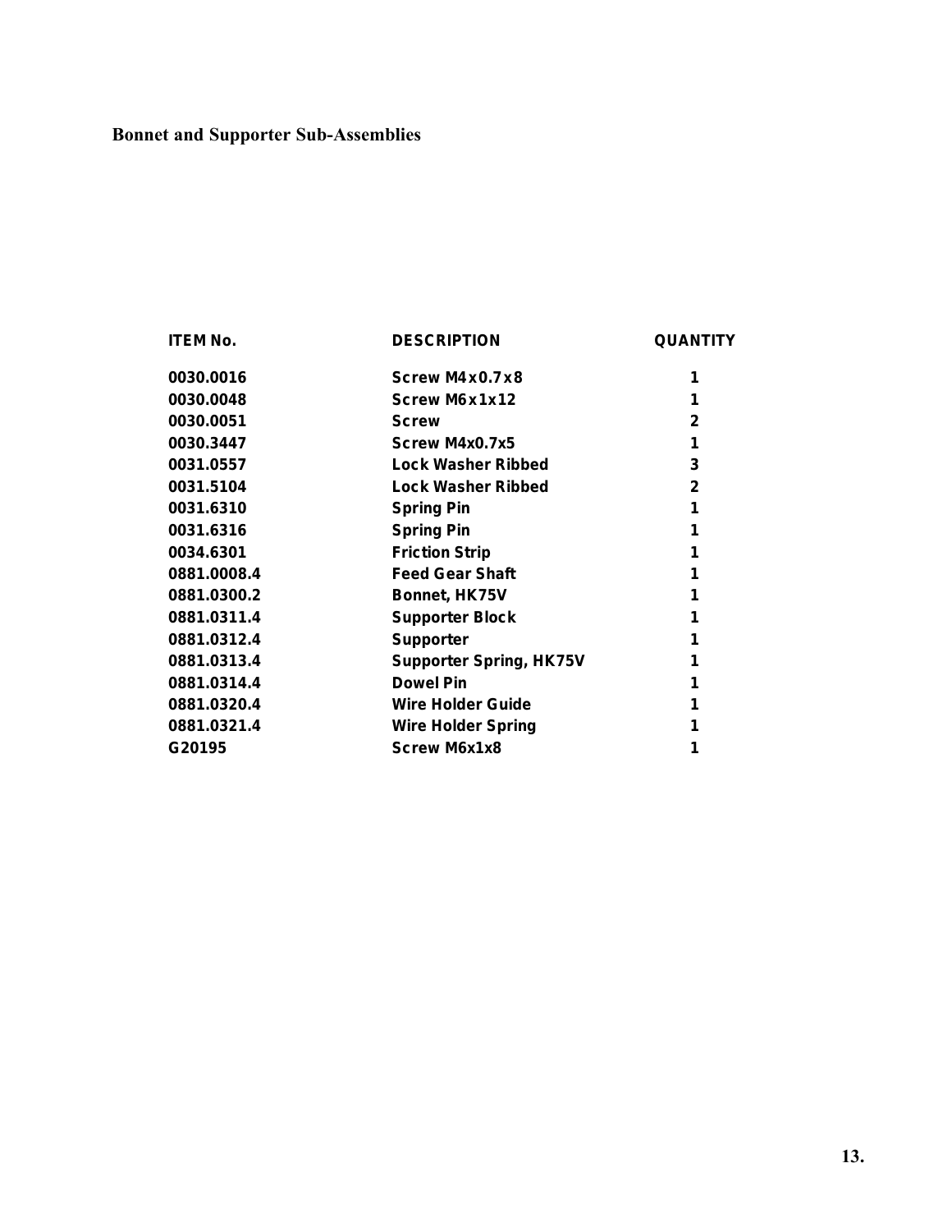# Bonnet and Supporter Sub-Assemblies

| ITEM No. | DESCRIPTION | QUANTITY |
|---|---|---|
| 0030.0016 | Screw M4x0.7x8 | 1 |
| 0030.0048 | Screw M6x1x12 | 1 |
| 0030.0051 | Screw | 2 |
| 0030.3447 | Screw M4x0.7x5 | 1 |
| 0031.0557 | Lock Washer Ribbed | 3 |
| 0031.5104 | Lock Washer Ribbed | 2 |
| 0031.6310 | Spring Pin | 1 |
| 0031.6316 | Spring Pin | 1 |
| 0034.6301 | Friction Strip | 1 |
| 0881.0008.4 | Feed Gear Shaft | 1 |
| 0881.0300.2 | Bonnet, HK75V | 1 |
| 0881.0311.4 | Supporter Block | 1 |
| 0881.0312.4 | Supporter | 1 |
| 0881.0313.4 | Supporter Spring, HK75V | 1 |
| 0881.0314.4 | Dowel Pin | 1 |
| 0881.0320.4 | Wire Holder Guide | 1 |
| 0881.0321.4 | Wire Holder Spring | 1 |
| G20195 | Screw M6x1x8 | 1 |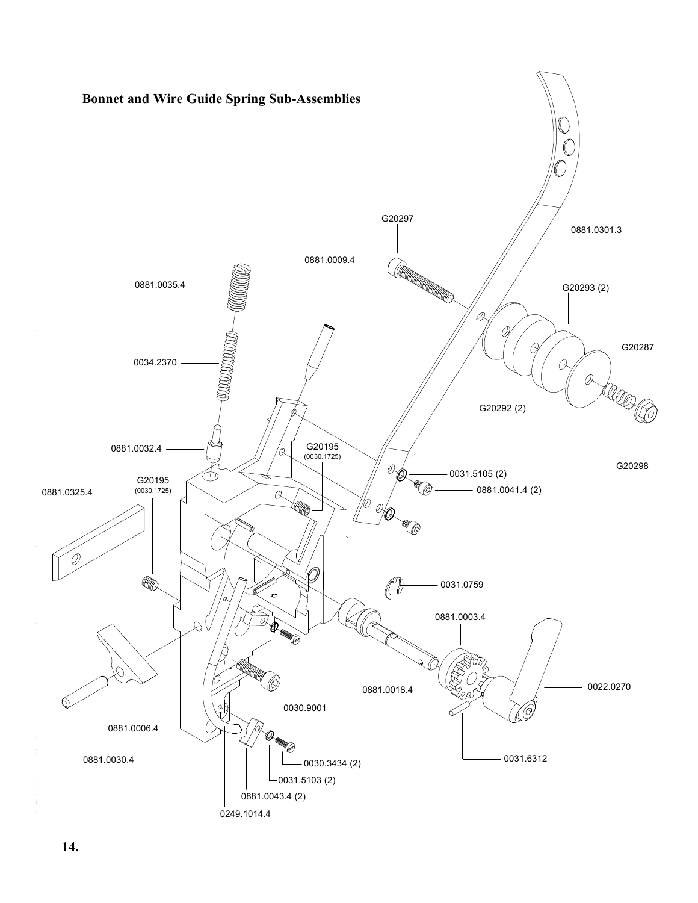## Bonnet and Wire Guide Spring Sub-Assemblies

G20297

0881.0301.3

0881.0009.4

0881.0035.4

G20293 (2)

G20287

0034.2370

G20292 (2)

0881.0032.4

G20195 (0030.1725)

G20298

0031.5105 (2)

G20195 (0030.1725)

0881.0041.4 (2)

0881.0325.4

0031.0759

0881.0003.4

0022.0270

0881.0018.4

0030.9001

0881.0006.4

0031.6312

0030.3434 (2)

0881.0030.4

0031.5103 (2)

0881.0043.4 (2)

0249.1014.4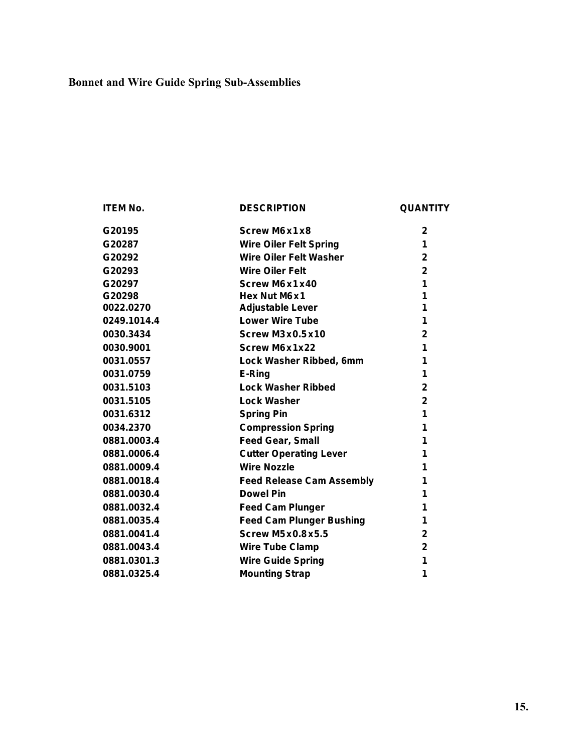## Bonnet and Wire Guide Spring Sub-Assemblies

| ITEM No. | DESCRIPTION | QUANTITY |
|---|---|---|
| G20195 | Screw M6x1x8 | 2 |
| G20287 | Wire Oiler Felt Spring | 1 |
| G20292 | Wire Oiler Felt Washer | 2 |
| G20293 | Wire Oiler Felt | 2 |
| G20297 | Screw M6x1x40 | 1 |
| G20298 | Hex Nut M6x1 | 1 |
| 0022.0270 | Adjustable Lever | 1 |
| 0249.1014.4 | Lower Wire Tube | 1 |
| 0030.3434 | Screw M3x0.5x10 | 2 |
| 0030.9001 | Screw M6x1x22 | 1 |
| 0031.0557 | Lock Washer Ribbed, 6mm | 1 |
| 0031.0759 | E-Ring | 1 |
| 0031.5103 | Lock Washer Ribbed | 2 |
| 0031.5105 | Lock Washer | 2 |
| 0031.6312 | Spring Pin | 1 |
| 0034.2370 | Compression Spring | 1 |
| 0881.0003.4 | Feed Gear, Small | 1 |
| 0881.0006.4 | Cutter Operating Lever | 1 |
| 0881.0009.4 | Wire Nozzle | 1 |
| 0881.0018.4 | Feed Release Cam Assembly | 1 |
| 0881.0030.4 | Dowel Pin | 1 |
| 0881.0032.4 | Feed Cam Plunger | 1 |
| 0881.0035.4 | Feed Cam Plunger Bushing | 1 |
| 0881.0041.4 | Screw M5x0.8x5.5 | 2 |
| 0881.0043.4 | Wire Tube Clamp | 2 |
| 0881.0301.3 | Wire Guide Spring | 1 |
| 0881.0325.4 | Mounting Strap | 1 |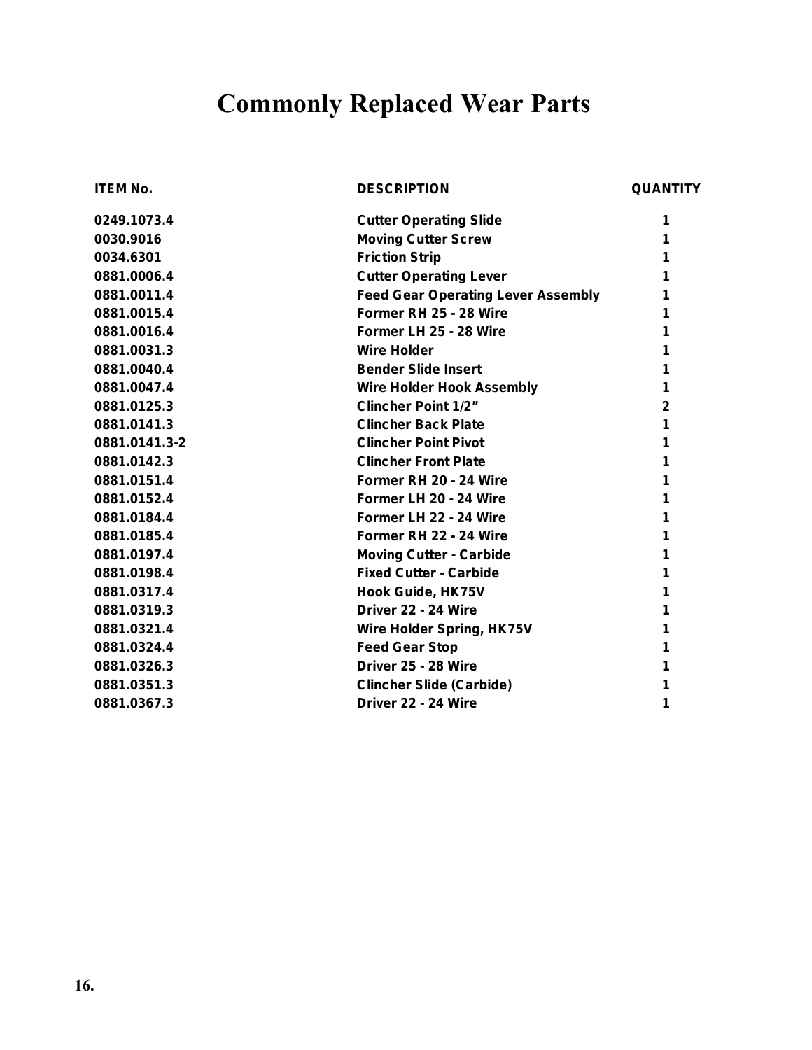# Commonly Replaced Wear Parts

| ITEM No. | DESCRIPTION | QUANTITY |
|---|---|---|
| 0249.1073.4 | Cutter Operating Slide | 1 |
| 0030.9016 | Moving Cutter Screw | 1 |
| 0034.6301 | Friction Strip | 1 |
| 0881.0006.4 | Cutter Operating Lever | 1 |
| 0881.0011.4 | Feed Gear Operating Lever Assembly | 1 |
| 0881.0015.4 | Former RH 25 - 28 Wire | 1 |
| 0881.0016.4 | Former LH 25 - 28 Wire | 1 |
| 0881.0031.3 | Wire Holder | 1 |
| 0881.0040.4 | Bender Slide Insert | 1 |
| 0881.0047.4 | Wire Holder Hook Assembly | 1 |
| 0881.0125.3 | Clincher Point 1/2" | 2 |
| 0881.0141.3 | Clincher Back Plate | 1 |
| 0881.0141.3-2 | Clincher Point Pivot | 1 |
| 0881.0142.3 | Clincher Front Plate | 1 |
| 0881.0151.4 | Former RH 20 - 24 Wire | 1 |
| 0881.0152.4 | Former LH 20 - 24 Wire | 1 |
| 0881.0184.4 | Former LH 22 - 24 Wire | 1 |
| 0881.0185.4 | Former RH 22 - 24 Wire | 1 |
| 0881.0197.4 | Moving Cutter - Carbide | 1 |
| 0881.0198.4 | Fixed Cutter - Carbide | 1 |
| 0881.0317.4 | Hook Guide, HK75V | 1 |
| 0881.0319.3 | Driver 22 - 24 Wire | 1 |
| 0881.0321.4 | Wire Holder Spring, HK75V | 1 |
| 0881.0324.4 | Feed Gear Stop | 1 |
| 0881.0326.3 | Driver 25 - 28 Wire | 1 |
| 0881.0351.3 | Clincher Slide (Carbide) | 1 |
| 0881.0367.3 | Driver 22 - 24 Wire | 1 |